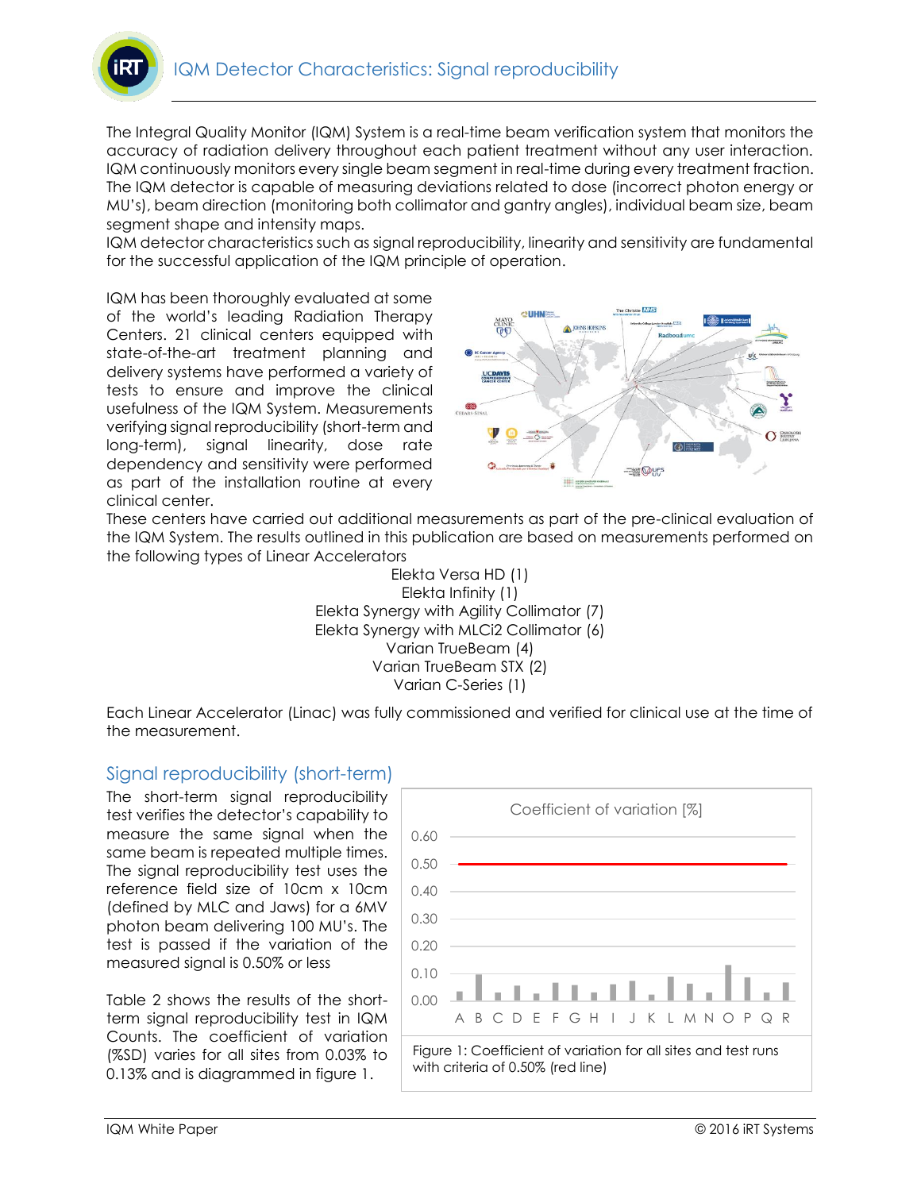# IQM Detector Characteristics: Signal reproducibility

The Integral Quality Monitor (IQM) System is a real-time beam verification system that monitors the accuracy of radiation delivery throughout each patient treatment without any user interaction. IQM continuously monitors every single beam segment in real-time during every treatment fraction. The IQM detector is capable of measuring deviations related to dose (incorrect photon energy or MU's), beam direction (monitoring both collimator and gantry angles), individual beam size, beam segment shape and intensity maps.

IQM detector characteristics such as signal reproducibility, linearity and sensitivity are fundamental for the successful application of the IQM principle of operation.

IQM has been thoroughly evaluated at some of the world's leading Radiation Therapy Centers. 21 clinical centers equipped with state-of-the-art treatment planning and delivery systems have performed a variety of tests to ensure and improve the clinical usefulness of the IQM System. Measurements verifying signal reproducibility (short-term and long-term), signal linearity, dose rate dependency and sensitivity were performed as part of the installation routine at every clinical center.

These centers have carried out additional measurements as part of the pre-clinical evaluation of the IQM System. The results outlined in this publication are based on measurements performed on the following types of Linear Accelerators

Elekta Versa HD (1)
Elekta Infinity (1)
Elekta Synergy with Agility Collimator (7)
Elekta Synergy with MLCi2 Collimator (6)
Varian TrueBeam (4)
Varian TrueBeam STX (2)
Varian C-Series (1)

Each Linear Accelerator (Linac) was fully commissioned and verified for clinical use at the time of the measurement.

## Signal reproducibility (short-term)

The short-term signal reproducibility test verifies the detector's capability to measure the same signal when the same beam is repeated multiple times. The signal reproducibility test uses the reference field size of 10cm x 10cm (defined by MLC and Jaws) for a 6MV photon beam delivering 100 MU's. The test is passed if the variation of the measured signal is 0.50% or less

Table 2 shows the results of the short-term signal reproducibility test in IQM Counts. The coefficient of variation (%SD) varies for all sites from 0.03% to 0.13% and is diagrammed in figure 1.

Figure 1: Coefficient of variation for all sites and test runs with criteria of 0.50% (red line)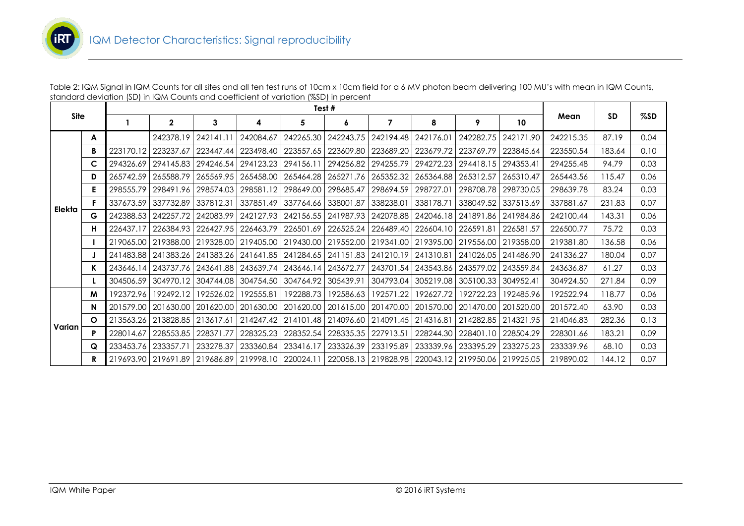# IQM Detector Characteristics: Signal reproducibility

Table 2: IQM Signal in IQM Counts for all sites and all ten test runs of 10cm x 10cm field for a 6 MV photon beam delivering 100 MU's with mean in IQM Counts, standard deviation (SD) in IQM Counts and coefficient of variation (%SD) in percent

| Site | | Test # | | | | | | | | | | Mean | SD | %SD |
|---|---|---|---|---|---|---|---|---|---|---|---|---|---|---|
| | | 1 | 2 | 3 | 4 | 5 | 6 | 7 | 8 | 9 | 10 | | | |
| Elekta | A | | 242378.19 | 242141.11 | 242084.67 | 242265.30 | 242243.75 | 242194.48 | 242176.01 | 242282.75 | 242171.90 | 242215.35 | 87.19 | 0.04 |
| | B | 223170.12 | 223237.67 | 223447.44 | 223498.40 | 223557.65 | 223609.80 | 223689.20 | 223679.72 | 223769.79 | 223845.64 | 223550.54 | 183.64 | 0.10 |
| | C | 294326.69 | 294145.83 | 294246.54 | 294123.23 | 294156.11 | 294256.82 | 294255.79 | 294272.23 | 294418.15 | 294353.41 | 294255.48 | 94.79 | 0.03 |
| | D | 265742.59 | 265588.79 | 265569.95 | 265458.00 | 265464.28 | 265271.76 | 265352.32 | 265364.88 | 265312.57 | 265310.47 | 265443.56 | 115.47 | 0.06 |
| | E | 298555.79 | 298491.96 | 298574.03 | 298581.12 | 298649.00 | 298685.47 | 298694.59 | 298727.01 | 298708.78 | 298730.05 | 298639.78 | 83.24 | 0.03 |
| | F | 337673.59 | 337732.89 | 337812.31 | 337851.49 | 337764.66 | 338001.87 | 338238.01 | 338178.71 | 338049.52 | 337513.69 | 337881.67 | 231.83 | 0.07 |
| | G | 242388.53 | 242257.72 | 242083.99 | 242127.93 | 242156.55 | 241987.93 | 242078.88 | 242046.18 | 241891.86 | 241984.86 | 242100.44 | 143.31 | 0.06 |
| | H | 226437.17 | 226384.93 | 226427.95 | 226463.79 | 226501.69 | 226525.24 | 226489.40 | 226604.10 | 226591.81 | 226581.57 | 226500.77 | 75.72 | 0.03 |
| | I | 219065.00 | 219388.00 | 219328.00 | 219405.00 | 219430.00 | 219552.00 | 219341.00 | 219395.00 | 219556.00 | 219358.00 | 219381.80 | 136.58 | 0.06 |
| | J | 241483.88 | 241383.26 | 241383.26 | 241641.85 | 241284.65 | 241151.83 | 241210.19 | 241310.81 | 241026.05 | 241486.90 | 241336.27 | 180.04 | 0.07 |
| | K | 243646.14 | 243737.76 | 243641.88 | 243639.74 | 243646.14 | 243672.77 | 243701.54 | 243543.86 | 243579.02 | 243559.84 | 243636.87 | 61.27 | 0.03 |
| | L | 304506.59 | 304970.12 | 304744.08 | 304754.50 | 304764.92 | 305439.91 | 304793.04 | 305219.08 | 305100.33 | 304952.41 | 304924.50 | 271.84 | 0.09 |
| Varian | M | 192372.96 | 192492.12 | 192526.02 | 192555.81 | 192288.73 | 192586.63 | 192571.22 | 192627.72 | 192722.23 | 192485.96 | 192522.94 | 118.77 | 0.06 |
| | N | 201579.00 | 201630.00 | 201620.00 | 201630.00 | 201620.00 | 201615.00 | 201470.00 | 201570.00 | 201470.00 | 201520.00 | 201572.40 | 63.90 | 0.03 |
| | O | 213563.26 | 213828.85 | 213617.61 | 214247.42 | 214101.48 | 214096.60 | 214091.45 | 214316.81 | 214282.85 | 214321.95 | 214046.83 | 282.36 | 0.13 |
| | P | 228014.67 | 228553.85 | 228371.77 | 228325.23 | 228352.54 | 228335.35 | 227913.51 | 228244.30 | 228401.10 | 228504.29 | 228301.66 | 183.21 | 0.09 |
| | Q | 233453.76 | 233357.71 | 233278.37 | 233360.84 | 233416.17 | 233326.39 | 233195.89 | 233339.96 | 233395.29 | 233275.23 | 233339.96 | 68.10 | 0.03 |
| | R | 219693.90 | 219691.89 | 219686.89 | 219998.10 | 220024.11 | 220058.13 | 219828.98 | 220043.12 | 219950.06 | 219925.05 | 219890.02 | 144.12 | 0.07 |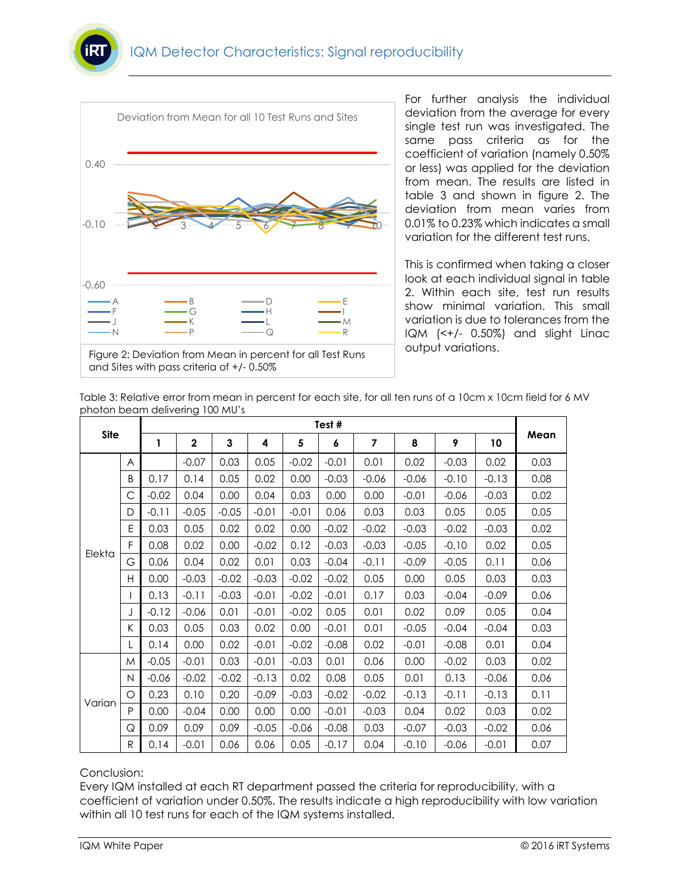For further analysis the individual deviation from the average for every single test run was investigated. The same pass criteria as for the coefficient of variation (namely 0.50% or less) was applied for the deviation from mean. The results are listed in table 3 and shown in figure 2. The deviation from mean varies from 0.01% to 0.23% which indicates a small variation for the different test runs.

This is confirmed when taking a closer look at each individual signal in table 2. Within each site, test run results show minimal variation. This small variation is due to tolerances from the IQM (<+/- 0.50%) and slight Linac output variations.

Figure 2: Deviation from Mean in percent for all Test Runs and Sites with pass criteria of +/- 0.50%

Table 3: Relative error from mean in percent for each site, for all ten runs of a 10cm x 10cm field for 6 MV photon beam delivering 100 MU's

| Site | | Test # | | | | | | | | | | Mean |
|---|---|---|---|---|---|---|---|---|---|---|---|---|
| | | 1 | 2 | 3 | 4 | 5 | 6 | 7 | 8 | 9 | 10 | |
| Elekta | A | | -0.07 | 0.03 | 0.05 | -0.02 | -0.01 | 0.01 | 0.02 | -0.03 | 0.02 | 0.03 |
| | B | 0.17 | 0.14 | 0.05 | 0.02 | 0.00 | -0.03 | -0.06 | -0.06 | -0.10 | -0.13 | 0.08 |
| | C | -0.02 | 0.04 | 0.00 | 0.04 | 0.03 | 0.00 | 0.00 | -0.01 | -0.06 | -0.03 | 0.02 |
| | D | -0.11 | -0.05 | -0.05 | -0.01 | -0.01 | 0.06 | 0.03 | 0.03 | 0.05 | 0.05 | 0.05 |
| | E | 0.03 | 0.05 | 0.02 | 0.02 | 0.00 | -0.02 | -0.02 | -0.03 | -0.02 | -0.03 | 0.02 |
| | F | 0.08 | 0.02 | 0.00 | -0.02 | 0.12 | -0.03 | -0.03 | -0.05 | -0.10 | 0.02 | 0.05 |
| | G | 0.06 | 0.04 | 0.02 | 0.01 | 0.03 | -0.04 | -0.11 | -0.09 | -0.05 | 0.11 | 0.06 |
| | H | 0.00 | -0.03 | -0.02 | -0.03 | -0.02 | -0.02 | 0.05 | 0.00 | 0.05 | 0.03 | 0.03 |
| | I | 0.13 | -0.11 | -0.03 | -0.01 | -0.02 | -0.01 | 0.17 | 0.03 | -0.04 | -0.09 | 0.06 |
| | J | -0.12 | -0.06 | 0.01 | -0.01 | -0.02 | 0.05 | 0.01 | 0.02 | 0.09 | 0.05 | 0.04 |
| | K | 0.03 | 0.05 | 0.03 | 0.02 | 0.00 | -0.01 | 0.01 | -0.05 | -0.04 | -0.04 | 0.03 |
| | L | 0.14 | 0.00 | 0.02 | -0.01 | -0.02 | -0.08 | 0.02 | -0.01 | -0.08 | 0.01 | 0.04 |
| Varian | M | -0.05 | -0.01 | 0.03 | -0.01 | -0.03 | 0.01 | 0.06 | 0.00 | -0.02 | 0.03 | 0.02 |
| | N | -0.06 | -0.02 | -0.02 | -0.13 | 0.02 | 0.08 | 0.05 | 0.01 | 0.13 | -0.06 | 0.06 |
| | O | 0.23 | 0.10 | 0.20 | -0.09 | -0.03 | -0.02 | -0.02 | -0.13 | -0.11 | -0.13 | 0.11 |
| | P | 0.00 | -0.04 | 0.00 | 0.00 | 0.00 | -0.01 | -0.03 | 0.04 | 0.02 | 0.03 | 0.02 |
| | Q | 0.09 | 0.09 | 0.09 | -0.05 | -0.06 | -0.08 | 0.03 | -0.07 | -0.03 | -0.02 | 0.06 |
| | R | 0.14 | -0.01 | 0.06 | 0.06 | 0.05 | -0.17 | 0.04 | -0.10 | -0.06 | -0.01 | 0.07 |

Conclusion:
Every IQM installed at each RT department passed the criteria for reproducibility, with a coefficient of variation under 0.50%. The results indicate a high reproducibility with low variation within all 10 test runs for each of the IQM systems installed.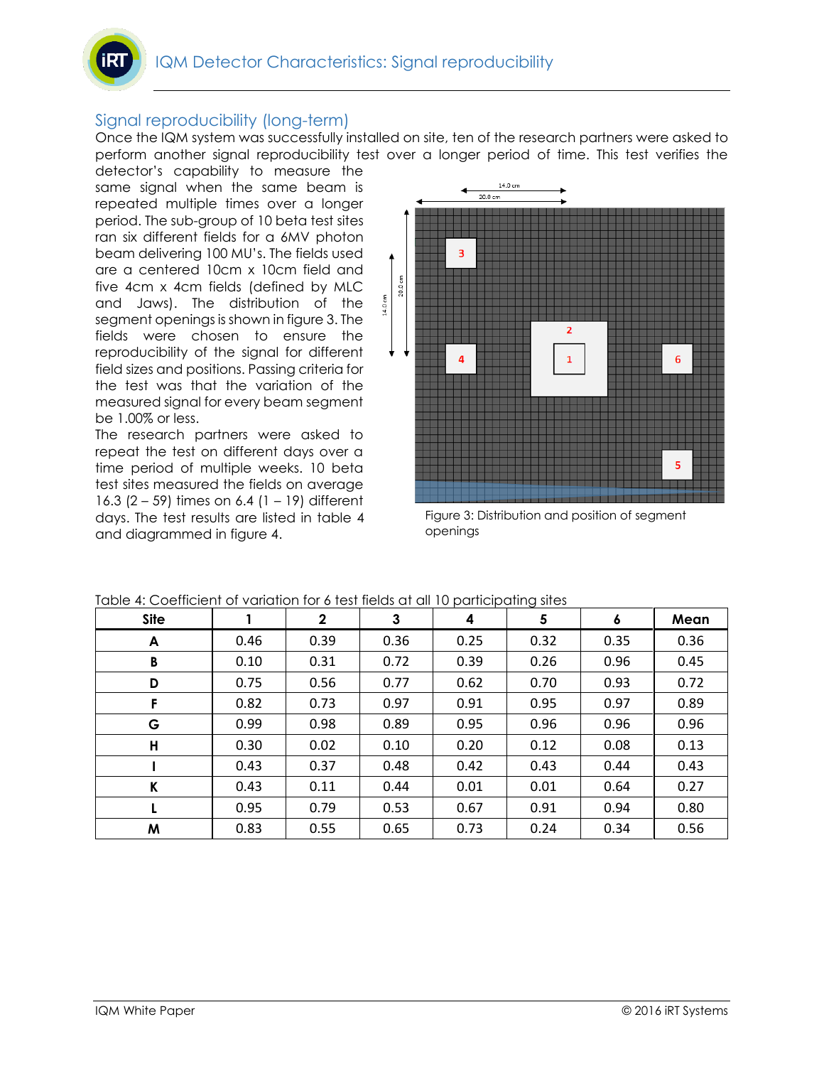## Signal reproducibility (long-term)

Once the IQM system was successfully installed on site, ten of the research partners were asked to perform another signal reproducibility test over a longer period of time. This test verifies the detector's capability to measure the same signal when the same beam is repeated multiple times over a longer period. The sub-group of 10 beta test sites ran six different fields for a 6MV photon beam delivering 100 MU's. The fields used are a centered 10cm x 10cm field and five 4cm x 4cm fields (defined by MLC and Jaws). The distribution of the segment openings is shown in figure 3. The fields were chosen to ensure the reproducibility of the signal for different field sizes and positions. Passing criteria for the test was that the variation of the measured signal for every beam segment be 1.00% or less.

The research partners were asked to repeat the test on different days over a time period of multiple weeks. 10 beta test sites measured the fields on average 16.3 (2 – 59) times on 6.4 (1 – 19) different days. The test results are listed in table 4 and diagrammed in figure 4.

Figure 3: Distribution and position of segment openings

Table 4: Coefficient of variation for 6 test fields at all 10 participating sites

| Site | 1 | 2 | 3 | 4 | 5 | 6 | Mean |
|---|---|---|---|---|---|---|---|
| **A** | 0.46 | 0.39 | 0.36 | 0.25 | 0.32 | 0.35 | 0.36 |
| **B** | 0.10 | 0.31 | 0.72 | 0.39 | 0.26 | 0.96 | 0.45 |
| **D** | 0.75 | 0.56 | 0.77 | 0.62 | 0.70 | 0.93 | 0.72 |
| **F** | 0.82 | 0.73 | 0.97 | 0.91 | 0.95 | 0.97 | 0.89 |
| **G** | 0.99 | 0.98 | 0.89 | 0.95 | 0.96 | 0.96 | 0.96 |
| **H** | 0.30 | 0.02 | 0.10 | 0.20 | 0.12 | 0.08 | 0.13 |
| **I** | 0.43 | 0.37 | 0.48 | 0.42 | 0.43 | 0.44 | 0.43 |
| **K** | 0.43 | 0.11 | 0.44 | 0.01 | 0.01 | 0.64 | 0.27 |
| **L** | 0.95 | 0.79 | 0.53 | 0.67 | 0.91 | 0.94 | 0.80 |
| **M** | 0.83 | 0.55 | 0.65 | 0.73 | 0.24 | 0.34 | 0.56 |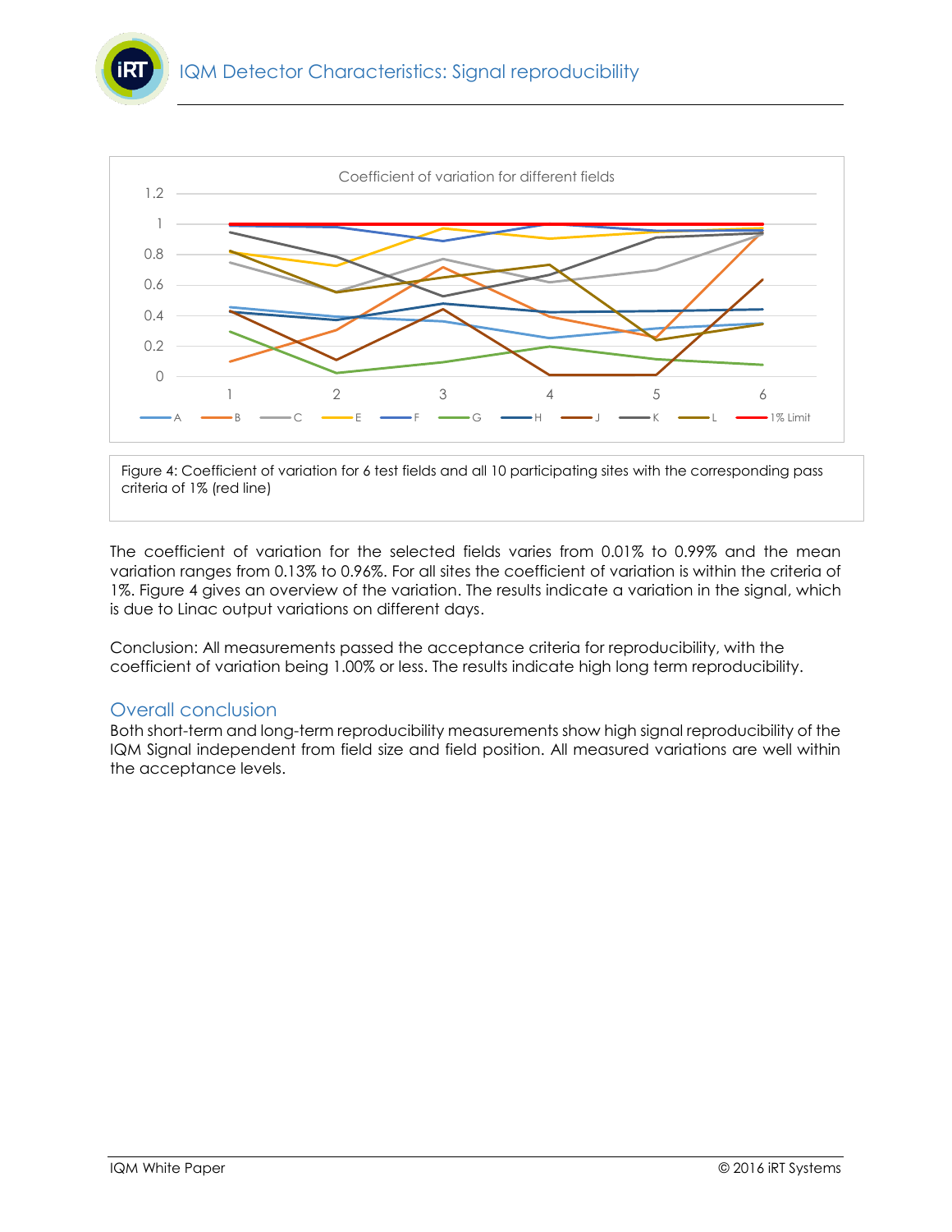Coefficient of variation for different fields

1.2
1
0.8
0.6
0.4
0.2
0

1 2 3 4 5 6

A B C E F G H J K L 1% Limit

Figure 4: Coefficient of variation for 6 test fields and all 10 participating sites with the corresponding pass criteria of 1% (red line)

The coefficient of variation for the selected fields varies from 0.01% to 0.99% and the mean variation ranges from 0.13% to 0.96%. For all sites the coefficient of variation is within the criteria of 1%. Figure 4 gives an overview of the variation. The results indicate a variation in the signal, which is due to Linac output variations on different days.

Conclusion: All measurements passed the acceptance criteria for reproducibility, with the coefficient of variation being 1.00% or less. The results indicate high long term reproducibility.

## Overall conclusion

Both short-term and long-term reproducibility measurements show high signal reproducibility of the IQM Signal independent from field size and field position. All measured variations are well within the acceptance levels.